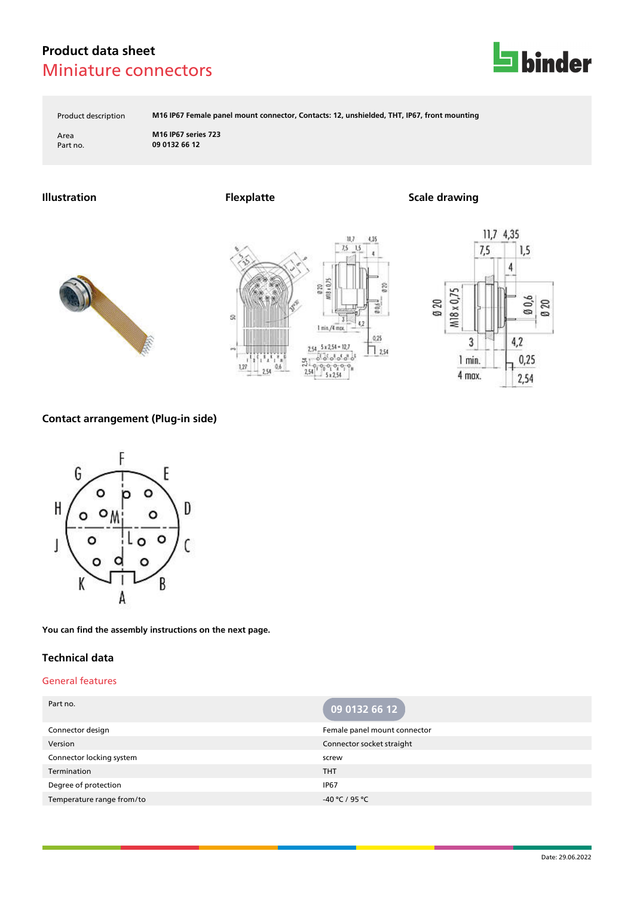# Product data sheet

## Miniature connectors

| | |
|---|---|
| Product description | M16 IP67 Female panel mount connector, Contacts: 12, unshielded, THT, IP67, front mounting |
| Area | M16 IP67 series 723 |
| Part no. | 09 0132 66 12 |

### Illustration

### Flexplatte

### Scale drawing

### Contact arrangement (Plug-in side)

You can find the assembly instructions on the next page.

## Technical data

### General features

| Part no. | 09 0132 66 12 |
|---|---|
| Connector design | Female panel mount connector |
| Version | Connector socket straight |
| Connector locking system | screw |
| Termination | THT |
| Degree of protection | IP67 |
| Temperature range from/to | -40 °C / 95 °C |

Date: 29.06.2022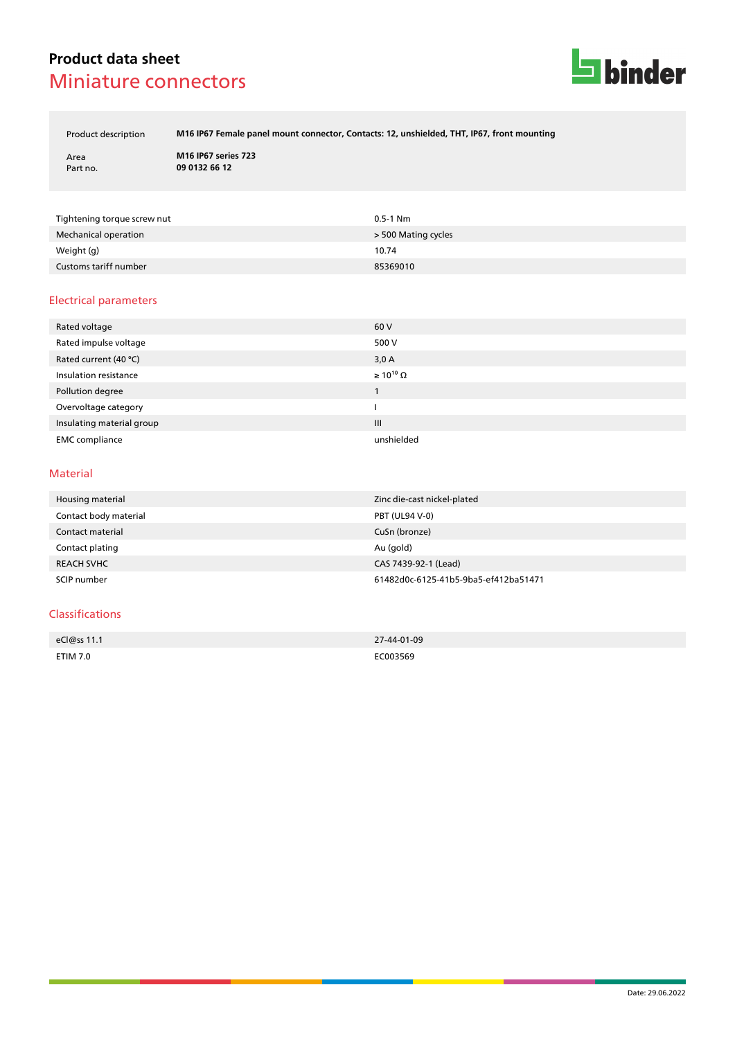# Product data sheet
## Miniature connectors

| | |
|---|---|
| Product description | **M16 IP67 Female panel mount connector, Contacts: 12, unshielded, THT, IP67, front mounting** |
| Area | **M16 IP67 series 723** |
| Part no. | **09 0132 66 12** |

| | |
|---|---|
| Tightening torque screw nut | 0.5-1 Nm |
| Mechanical operation | > 500 Mating cycles |
| Weight (g) | 10.74 |
| Customs tariff number | 85369010 |

## Electrical parameters

| | |
|---|---|
| Rated voltage | 60 V |
| Rated impulse voltage | 500 V |
| Rated current (40 °C) | 3,0 A |
| Insulation resistance | ≥ $10^{10}$ Ω |
| Pollution degree | 1 |
| Overvoltage category | I |
| Insulating material group | III |
| EMC compliance | unshielded |

## Material

| | |
|---|---|
| Housing material | Zinc die-cast nickel-plated |
| Contact body material | PBT (UL94 V-0) |
| Contact material | CuSn (bronze) |
| Contact plating | Au (gold) |
| REACH SVHC | CAS 7439-92-1 (Lead) |
| SCIP number | 61482d0c-6125-41b5-9ba5-ef412ba51471 |

## Classifications

| | |
|---|---|
| eCl@ss 11.1 | 27-44-01-09 |
| ETIM 7.0 | EC003569 |

Date: 29.06.2022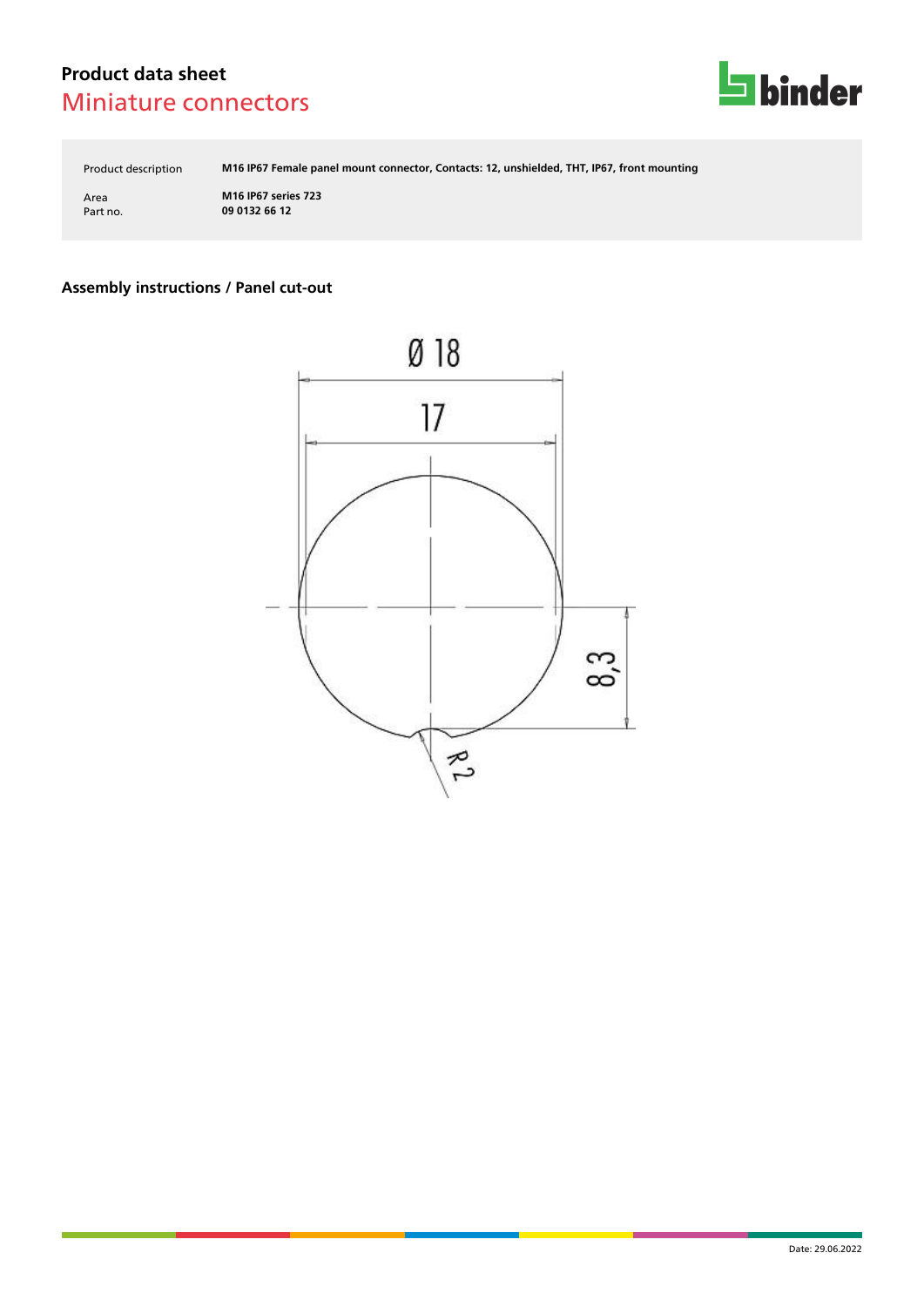# Product data sheet
## Miniature connectors

| | |
|---|---|
| Product description | **M16 IP67 Female panel mount connector, Contacts: 12, unshielded, THT, IP67, front mounting** |
| Area | **M16 IP67 series 723** |
| Part no. | **09 0132 66 12** |

### Assembly instructions / Panel cut-out

Ø 18

17

8,3

R 2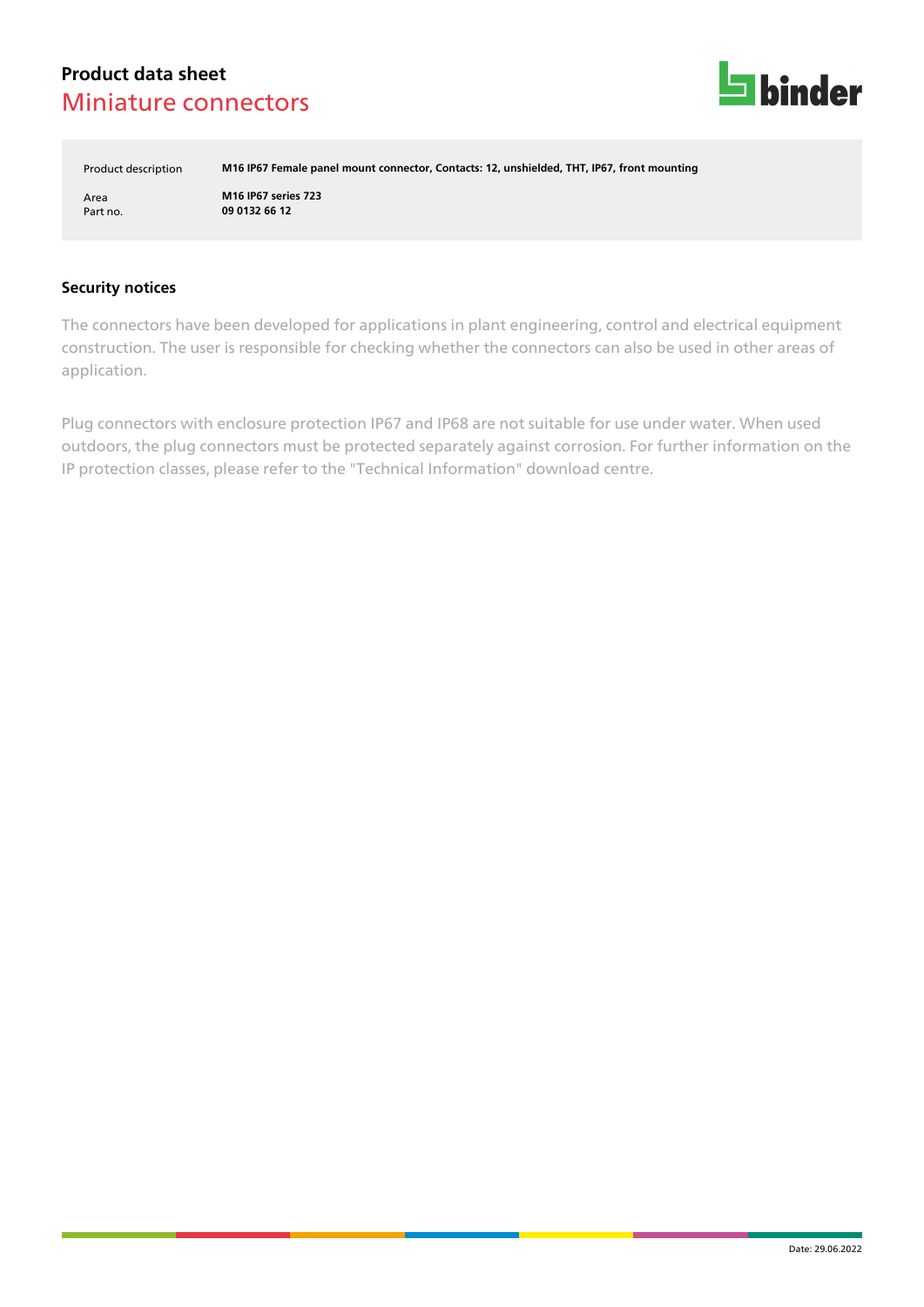# Product data sheet
## Miniature connectors

| | |
|---|---|
| Product description | **M16 IP67 Female panel mount connector, Contacts: 12, unshielded, THT, IP67, front mounting** |
| Area | **M16 IP67 series 723** |
| Part no. | **09 0132 66 12** |

### Security notices

The connectors have been developed for applications in plant engineering, control and electrical equipment construction. The user is responsible for checking whether the connectors can also be used in other areas of application.

Plug connectors with enclosure protection IP67 and IP68 are not suitable for use under water. When used outdoors, the plug connectors must be protected separately against corrosion. For further information on the IP protection classes, please refer to the "Technical Information" download centre.

Date: 29.06.2022